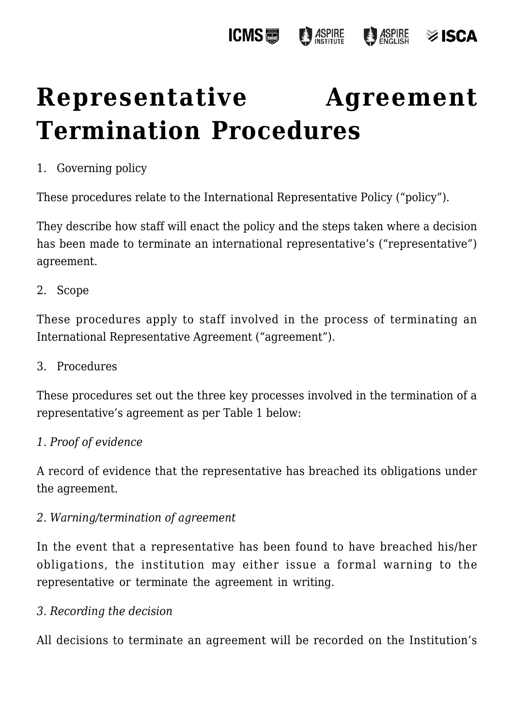# Representative Agreement Termination Procedures

1. Governing policy

These procedures relate to the International Representative Policy ("policy").

They describe how staff will enact the policy and the steps taken where a decision has been made to terminate an international representative's ("representative") agreement.

2. Scope

These procedures apply to staff involved in the process of terminating an International Representative Agreement ("agreement").

3. Procedures

These procedures set out the three key processes involved in the termination of a representative's agreement as per Table 1 below:

*1. Proof of evidence*

A record of evidence that the representative has breached its obligations under the agreement.

*2. Warning/termination of agreement*

In the event that a representative has been found to have breached his/her obligations, the institution may either issue a formal warning to the representative or terminate the agreement in writing.

*3. Recording the decision*

All decisions to terminate an agreement will be recorded on the Institution's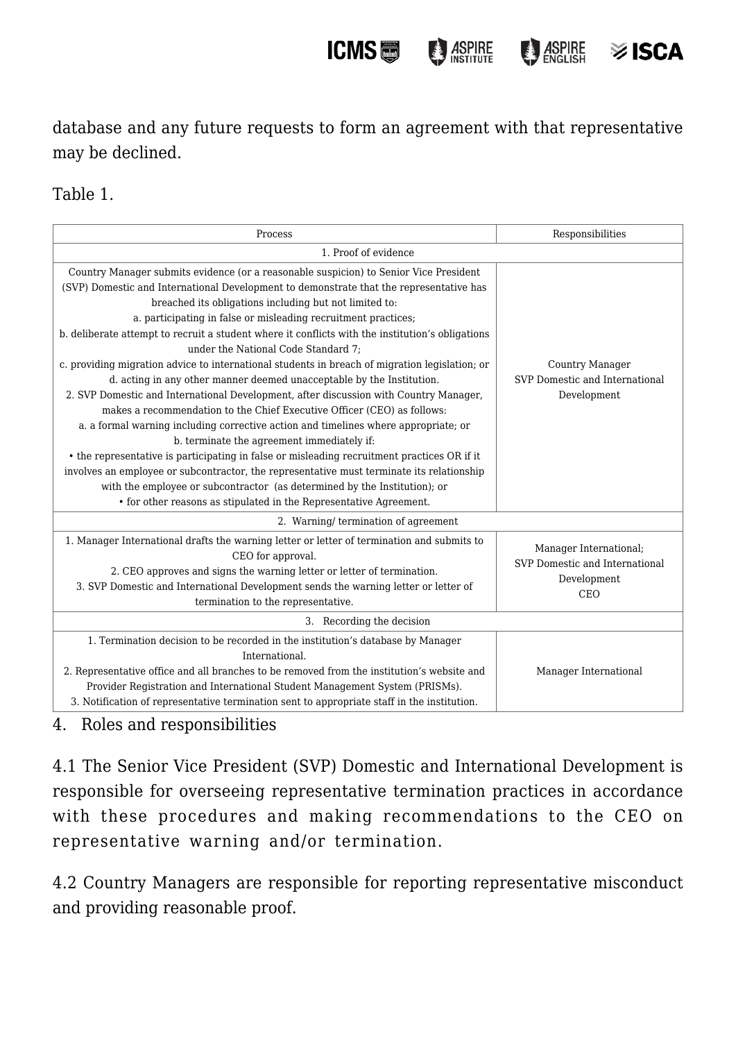database and any future requests to form an agreement with that representative may be declined.

Table 1.

| Process | Responsibilities |
|---|---|
| 1. Proof of evidence | |
| Country Manager submits evidence (or a reasonable suspicion) to Senior Vice President (SVP) Domestic and International Development to demonstrate that the representative has breached its obligations including but not limited to:<br>a. participating in false or misleading recruitment practices;<br>b. deliberate attempt to recruit a student where it conflicts with the institution's obligations under the National Code Standard 7;<br>c. providing migration advice to international students in breach of migration legislation; or<br>d. acting in any other manner deemed unacceptable by the Institution.<br>2. SVP Domestic and International Development, after discussion with Country Manager, makes a recommendation to the Chief Executive Officer (CEO) as follows:<br>a. a formal warning including corrective action and timelines where appropriate; or<br>b. terminate the agreement immediately if:<br>• the representative is participating in false or misleading recruitment practices OR if it involves an employee or subcontractor, the representative must terminate its relationship with the employee or subcontractor (as determined by the Institution); or<br>• for other reasons as stipulated in the Representative Agreement. | Country Manager<br>SVP Domestic and International Development |
| 2. Warning/ termination of agreement | |
| 1. Manager International drafts the warning letter or letter of termination and submits to CEO for approval.<br>2. CEO approves and signs the warning letter or letter of termination.<br>3. SVP Domestic and International Development sends the warning letter or letter of termination to the representative. | Manager International;<br>SVP Domestic and International Development<br>CEO |
| 3. Recording the decision | |
| 1. Termination decision to be recorded in the institution's database by Manager International.<br>2. Representative office and all branches to be removed from the institution's website and Provider Registration and International Student Management System (PRISMs).<br>3. Notification of representative termination sent to appropriate staff in the institution. | Manager International |

## 4. Roles and responsibilities

4.1 The Senior Vice President (SVP) Domestic and International Development is responsible for overseeing representative termination practices in accordance with these procedures and making recommendations to the CEO on representative warning and/or termination.

4.2 Country Managers are responsible for reporting representative misconduct and providing reasonable proof.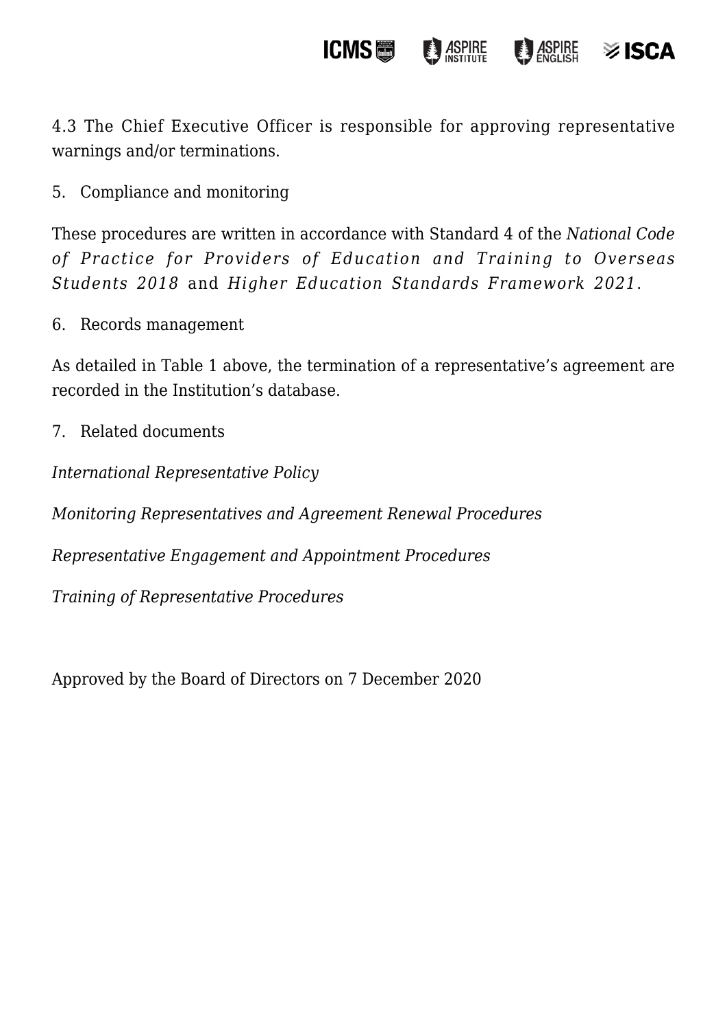4.3 The Chief Executive Officer is responsible for approving representative warnings and/or terminations.

## 5. Compliance and monitoring

These procedures are written in accordance with Standard 4 of the *National Code of Practice for Providers of Education and Training to Overseas Students 2018* and *Higher Education Standards Framework 2021*.

## 6. Records management

As detailed in Table 1 above, the termination of a representative's agreement are recorded in the Institution's database.

## 7. Related documents

*International Representative Policy*

*Monitoring Representatives and Agreement Renewal Procedures*

*Representative Engagement and Appointment Procedures*

*Training of Representative Procedures*

Approved by the Board of Directors on 7 December 2020